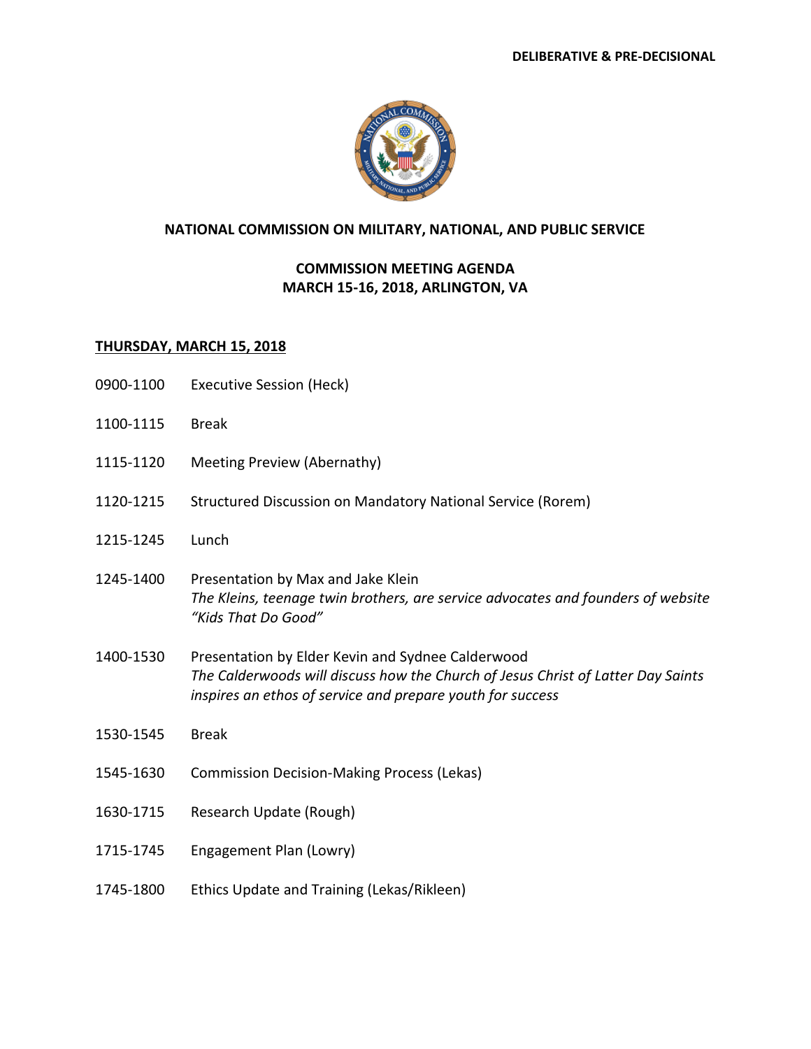**DELIBERATIVE & PRE-DECISIONAL**

# NATIONAL COMMISSION ON MILITARY, NATIONAL, AND PUBLIC SERVICE

## COMMISSION MEETING AGENDA
## MARCH 15-16, 2018, ARLINGTON, VA

### THURSDAY, MARCH 15, 2018

| | |
|---|---|
| 0900-1100 | Executive Session (Heck) |
| 1100-1115 | Break |
| 1115-1120 | Meeting Preview (Abernathy) |
| 1120-1215 | Structured Discussion on Mandatory National Service (Rorem) |
| 1215-1245 | Lunch |
| 1245-1400 | Presentation by Max and Jake Klein<br>*The Kleins, teenage twin brothers, are service advocates and founders of website "Kids That Do Good"* |
| 1400-1530 | Presentation by Elder Kevin and Sydnee Calderwood<br>*The Calderwoods will discuss how the Church of Jesus Christ of Latter Day Saints inspires an ethos of service and prepare youth for success* |
| 1530-1545 | Break |
| 1545-1630 | Commission Decision-Making Process (Lekas) |
| 1630-1715 | Research Update (Rough) |
| 1715-1745 | Engagement Plan (Lowry) |
| 1745-1800 | Ethics Update and Training (Lekas/Rikleen) |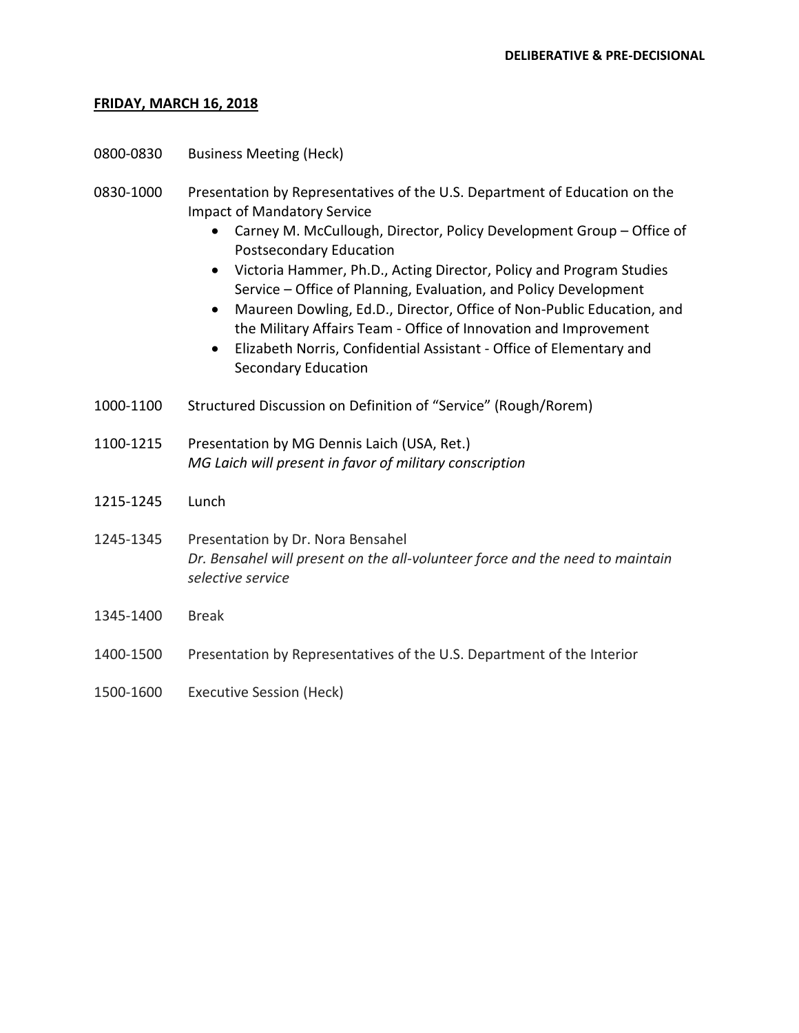**DELIBERATIVE & PRE-DECISIONAL**

**FRIDAY, MARCH 16, 2018**

0800-0830 Business Meeting (Heck)

0830-1000 Presentation by Representatives of the U.S. Department of Education on the Impact of Mandatory Service

- Carney M. McCullough, Director, Policy Development Group – Office of Postsecondary Education
- Victoria Hammer, Ph.D., Acting Director, Policy and Program Studies Service – Office of Planning, Evaluation, and Policy Development
- Maureen Dowling, Ed.D., Director, Office of Non-Public Education, and the Military Affairs Team - Office of Innovation and Improvement
- Elizabeth Norris, Confidential Assistant - Office of Elementary and Secondary Education

1000-1100 Structured Discussion on Definition of "Service" (Rough/Rorem)

1100-1215 Presentation by MG Dennis Laich (USA, Ret.)
*MG Laich will present in favor of military conscription*

1215-1245 Lunch

1245-1345 Presentation by Dr. Nora Bensahel
*Dr. Bensahel will present on the all-volunteer force and the need to maintain selective service*

1345-1400 Break

1400-1500 Presentation by Representatives of the U.S. Department of the Interior

1500-1600 Executive Session (Heck)